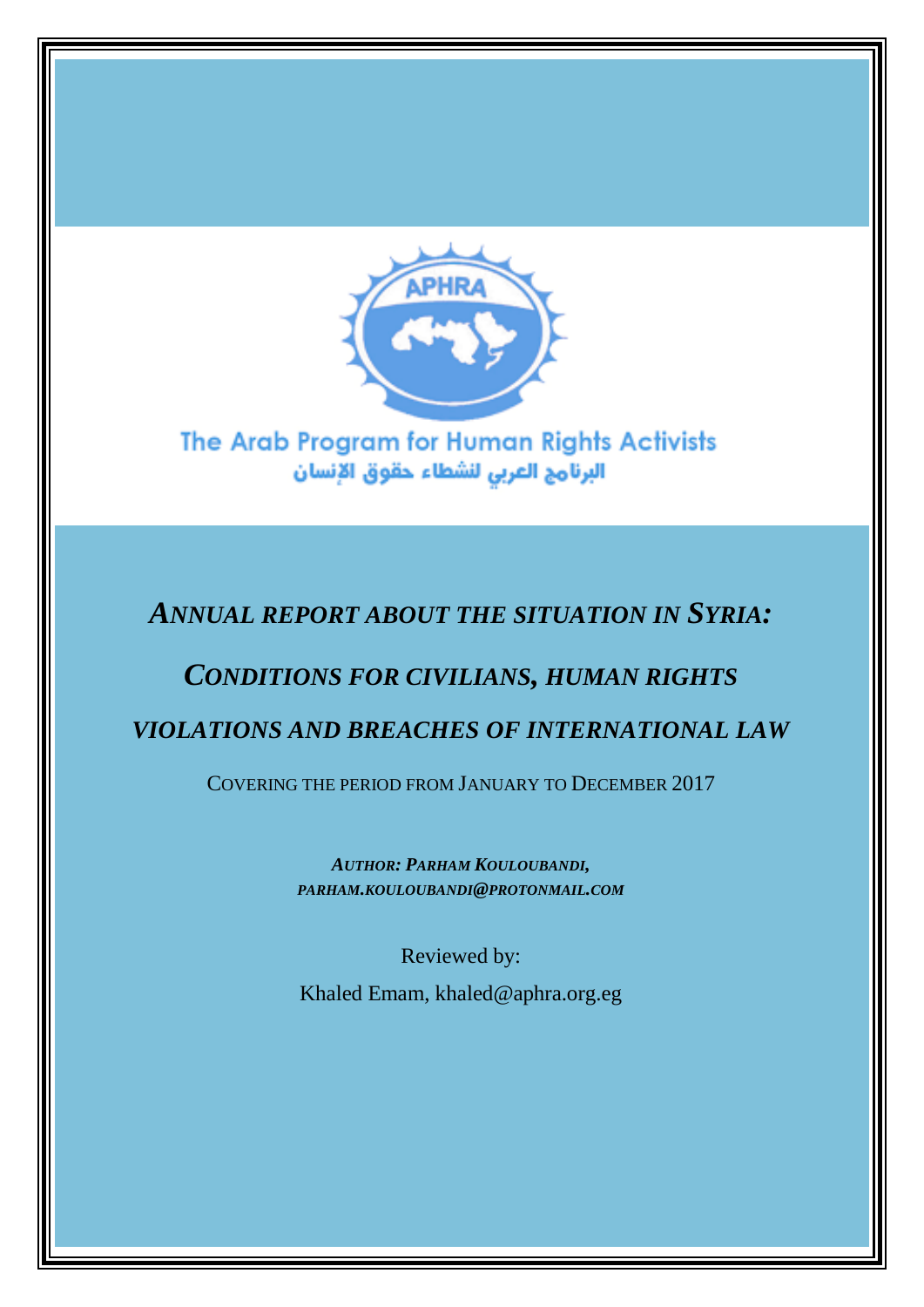APHRA

The Arab Program for Human Rights Activists

البرنامج العربي لنشطاء حقوق الإنسان

# *ANNUAL REPORT ABOUT THE SITUATION IN SYRIA: CONDITIONS FOR CIVILIANS, HUMAN RIGHTS VIOLATIONS AND BREACHES OF INTERNATIONAL LAW*

COVERING THE PERIOD FROM JANUARY TO DECEMBER 2017

***AUTHOR: PARHAM KOULOUBANDI,***
***PARHAM.KOULOUBANDI@PROTONMAIL.COM***

Reviewed by:

Khaled Emam, khaled@aphra.org.eg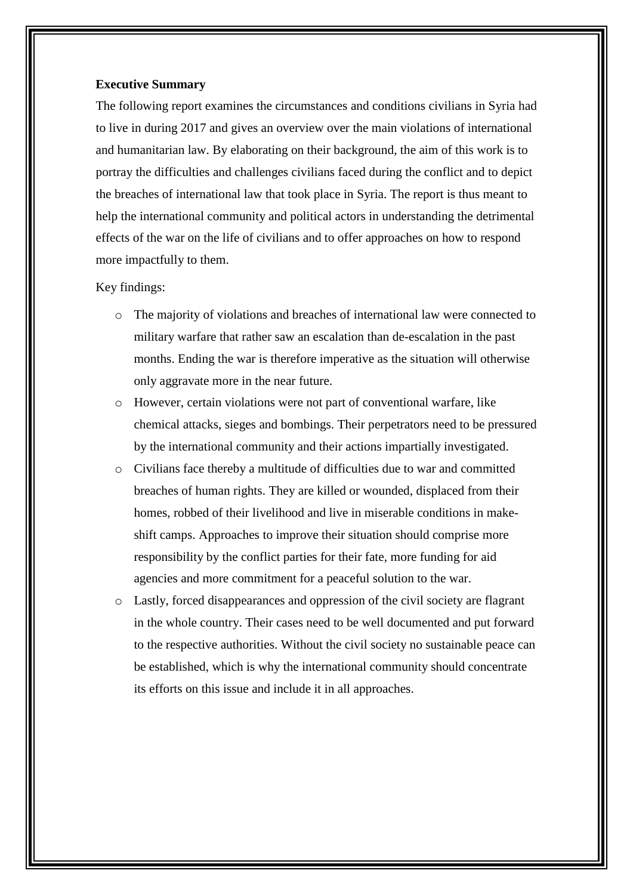**Executive Summary**

The following report examines the circumstances and conditions civilians in Syria had to live in during 2017 and gives an overview over the main violations of international and humanitarian law. By elaborating on their background, the aim of this work is to portray the difficulties and challenges civilians faced during the conflict and to depict the breaches of international law that took place in Syria. The report is thus meant to help the international community and political actors in understanding the detrimental effects of the war on the life of civilians and to offer approaches on how to respond more impactfully to them.

Key findings:

- The majority of violations and breaches of international law were connected to military warfare that rather saw an escalation than de-escalation in the past months. Ending the war is therefore imperative as the situation will otherwise only aggravate more in the near future.
- However, certain violations were not part of conventional warfare, like chemical attacks, sieges and bombings. Their perpetrators need to be pressured by the international community and their actions impartially investigated.
- Civilians face thereby a multitude of difficulties due to war and committed breaches of human rights. They are killed or wounded, displaced from their homes, robbed of their livelihood and live in miserable conditions in make-shift camps. Approaches to improve their situation should comprise more responsibility by the conflict parties for their fate, more funding for aid agencies and more commitment for a peaceful solution to the war.
- Lastly, forced disappearances and oppression of the civil society are flagrant in the whole country. Their cases need to be well documented and put forward to the respective authorities. Without the civil society no sustainable peace can be established, which is why the international community should concentrate its efforts on this issue and include it in all approaches.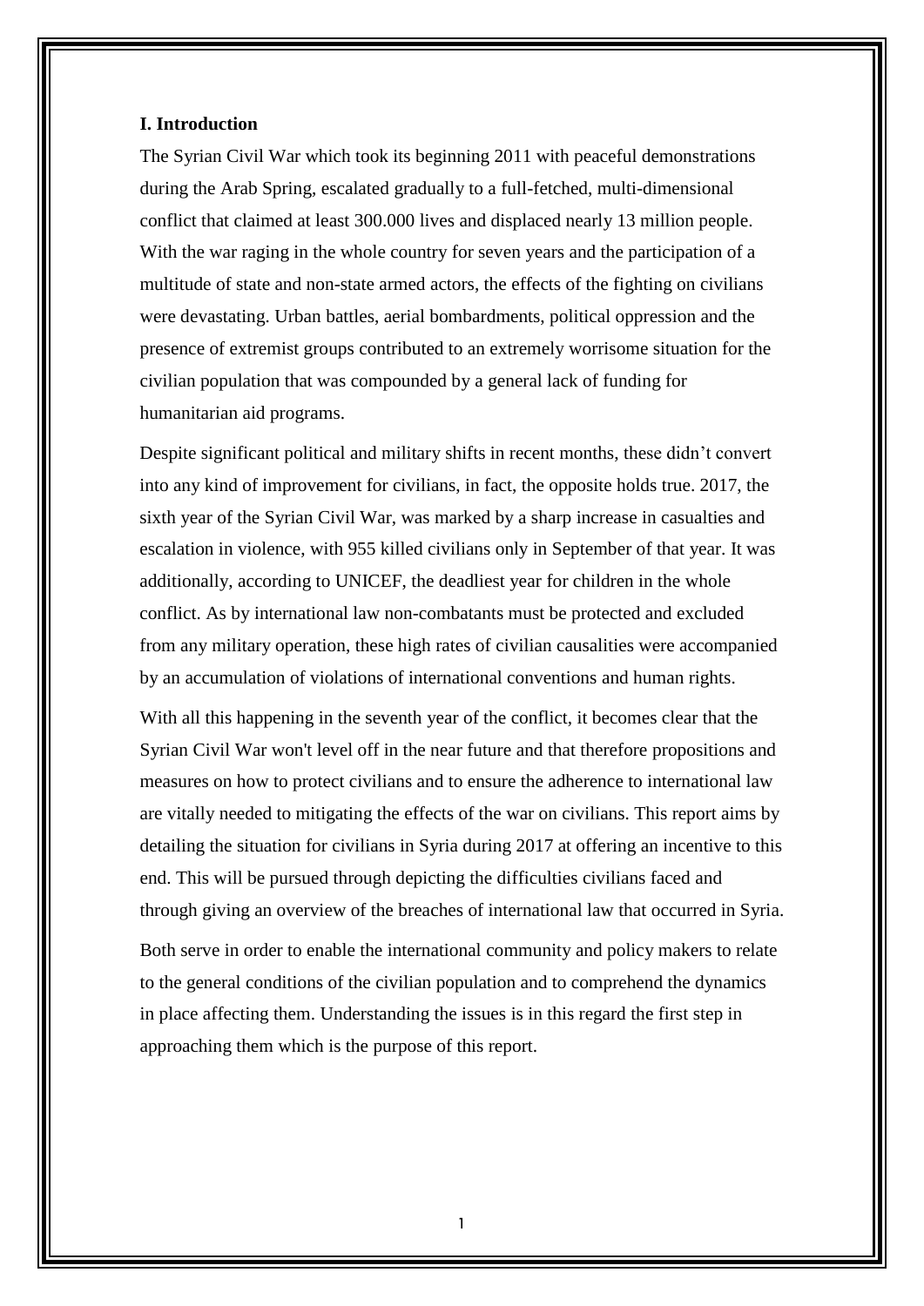## I. Introduction

The Syrian Civil War which took its beginning 2011 with peaceful demonstrations during the Arab Spring, escalated gradually to a full-fetched, multi-dimensional conflict that claimed at least 300.000 lives and displaced nearly 13 million people. With the war raging in the whole country for seven years and the participation of a multitude of state and non-state armed actors, the effects of the fighting on civilians were devastating. Urban battles, aerial bombardments, political oppression and the presence of extremist groups contributed to an extremely worrisome situation for the civilian population that was compounded by a general lack of funding for humanitarian aid programs.

Despite significant political and military shifts in recent months, these didn't convert into any kind of improvement for civilians, in fact, the opposite holds true. 2017, the sixth year of the Syrian Civil War, was marked by a sharp increase in casualties and escalation in violence, with 955 killed civilians only in September of that year. It was additionally, according to UNICEF, the deadliest year for children in the whole conflict. As by international law non-combatants must be protected and excluded from any military operation, these high rates of civilian causalities were accompanied by an accumulation of violations of international conventions and human rights.

With all this happening in the seventh year of the conflict, it becomes clear that the Syrian Civil War won't level off in the near future and that therefore propositions and measures on how to protect civilians and to ensure the adherence to international law are vitally needed to mitigating the effects of the war on civilians. This report aims by detailing the situation for civilians in Syria during 2017 at offering an incentive to this end. This will be pursued through depicting the difficulties civilians faced and through giving an overview of the breaches of international law that occurred in Syria.

Both serve in order to enable the international community and policy makers to relate to the general conditions of the civilian population and to comprehend the dynamics in place affecting them. Understanding the issues is in this regard the first step in approaching them which is the purpose of this report.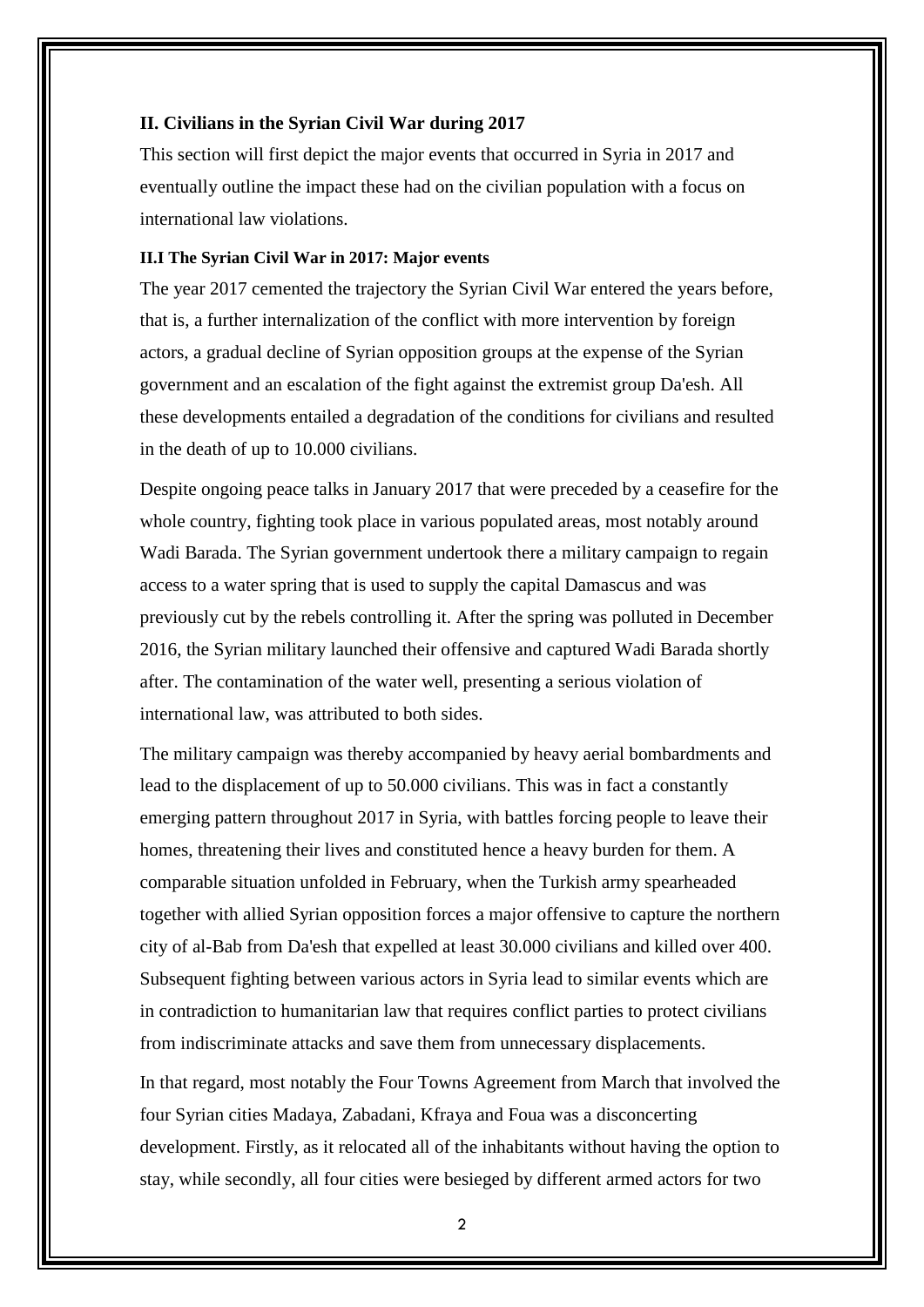## II. Civilians in the Syrian Civil War during 2017

This section will first depict the major events that occurred in Syria in 2017 and eventually outline the impact these had on the civilian population with a focus on international law violations.

### II.I The Syrian Civil War in 2017: Major events

The year 2017 cemented the trajectory the Syrian Civil War entered the years before, that is, a further internalization of the conflict with more intervention by foreign actors, a gradual decline of Syrian opposition groups at the expense of the Syrian government and an escalation of the fight against the extremist group Da'esh. All these developments entailed a degradation of the conditions for civilians and resulted in the death of up to 10.000 civilians.

Despite ongoing peace talks in January 2017 that were preceded by a ceasefire for the whole country, fighting took place in various populated areas, most notably around Wadi Barada. The Syrian government undertook there a military campaign to regain access to a water spring that is used to supply the capital Damascus and was previously cut by the rebels controlling it. After the spring was polluted in December 2016, the Syrian military launched their offensive and captured Wadi Barada shortly after. The contamination of the water well, presenting a serious violation of international law, was attributed to both sides.

The military campaign was thereby accompanied by heavy aerial bombardments and lead to the displacement of up to 50.000 civilians. This was in fact a constantly emerging pattern throughout 2017 in Syria, with battles forcing people to leave their homes, threatening their lives and constituted hence a heavy burden for them. A comparable situation unfolded in February, when the Turkish army spearheaded together with allied Syrian opposition forces a major offensive to capture the northern city of al-Bab from Da'esh that expelled at least 30.000 civilians and killed over 400. Subsequent fighting between various actors in Syria lead to similar events which are in contradiction to humanitarian law that requires conflict parties to protect civilians from indiscriminate attacks and save them from unnecessary displacements.

In that regard, most notably the Four Towns Agreement from March that involved the four Syrian cities Madaya, Zabadani, Kfraya and Foua was a disconcerting development. Firstly, as it relocated all of the inhabitants without having the option to stay, while secondly, all four cities were besieged by different armed actors for two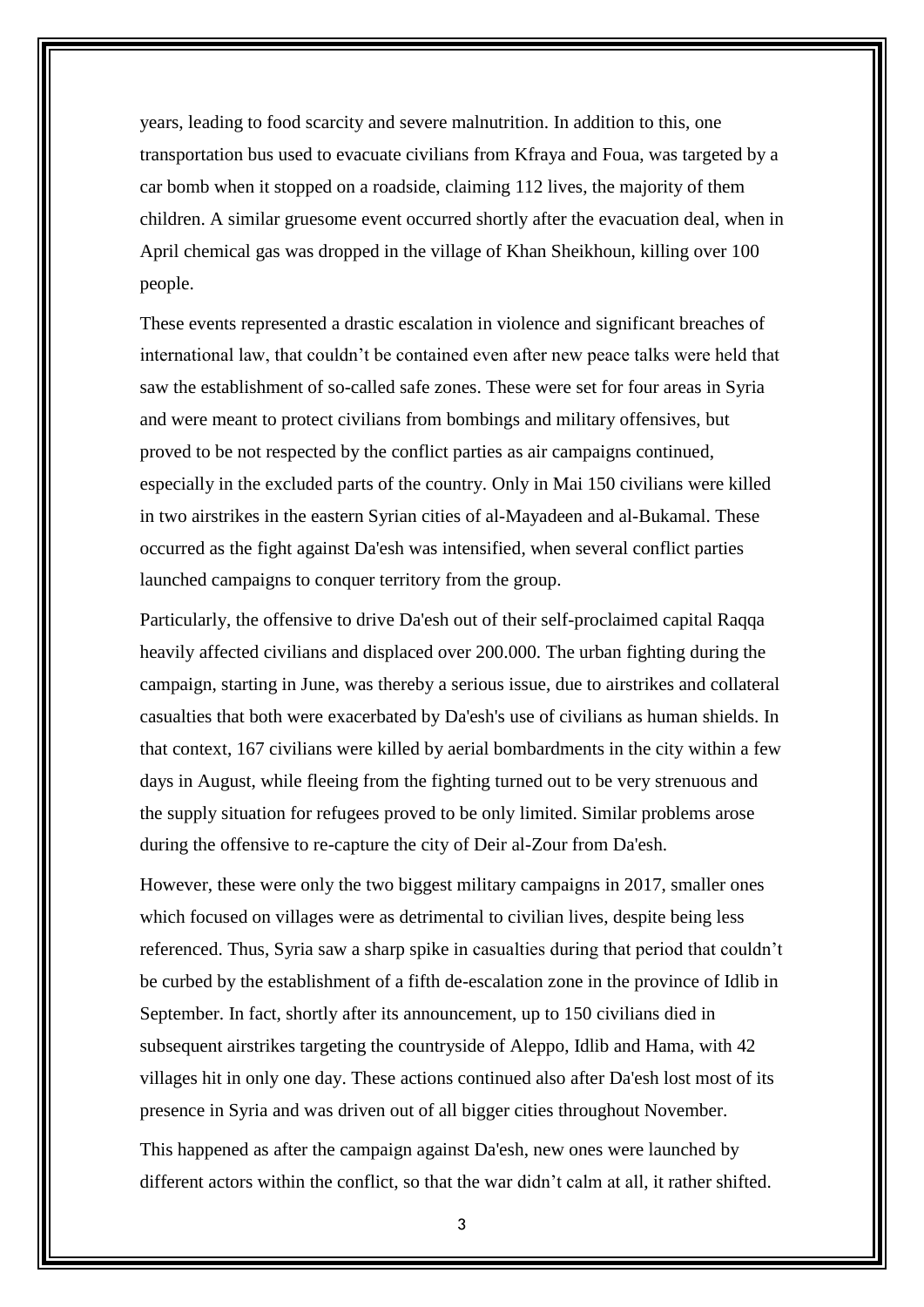years, leading to food scarcity and severe malnutrition. In addition to this, one transportation bus used to evacuate civilians from Kfraya and Foua, was targeted by a car bomb when it stopped on a roadside, claiming 112 lives, the majority of them children. A similar gruesome event occurred shortly after the evacuation deal, when in April chemical gas was dropped in the village of Khan Sheikhoun, killing over 100 people.

These events represented a drastic escalation in violence and significant breaches of international law, that couldn't be contained even after new peace talks were held that saw the establishment of so-called safe zones. These were set for four areas in Syria and were meant to protect civilians from bombings and military offensives, but proved to be not respected by the conflict parties as air campaigns continued, especially in the excluded parts of the country. Only in Mai 150 civilians were killed in two airstrikes in the eastern Syrian cities of al-Mayadeen and al-Bukamal. These occurred as the fight against Da'esh was intensified, when several conflict parties launched campaigns to conquer territory from the group.

Particularly, the offensive to drive Da'esh out of their self-proclaimed capital Raqqa heavily affected civilians and displaced over 200.000. The urban fighting during the campaign, starting in June, was thereby a serious issue, due to airstrikes and collateral casualties that both were exacerbated by Da'esh's use of civilians as human shields. In that context, 167 civilians were killed by aerial bombardments in the city within a few days in August, while fleeing from the fighting turned out to be very strenuous and the supply situation for refugees proved to be only limited. Similar problems arose during the offensive to re-capture the city of Deir al-Zour from Da'esh.

However, these were only the two biggest military campaigns in 2017, smaller ones which focused on villages were as detrimental to civilian lives, despite being less referenced. Thus, Syria saw a sharp spike in casualties during that period that couldn't be curbed by the establishment of a fifth de-escalation zone in the province of Idlib in September. In fact, shortly after its announcement, up to 150 civilians died in subsequent airstrikes targeting the countryside of Aleppo, Idlib and Hama, with 42 villages hit in only one day. These actions continued also after Da'esh lost most of its presence in Syria and was driven out of all bigger cities throughout November.

This happened as after the campaign against Da'esh, new ones were launched by different actors within the conflict, so that the war didn't calm at all, it rather shifted.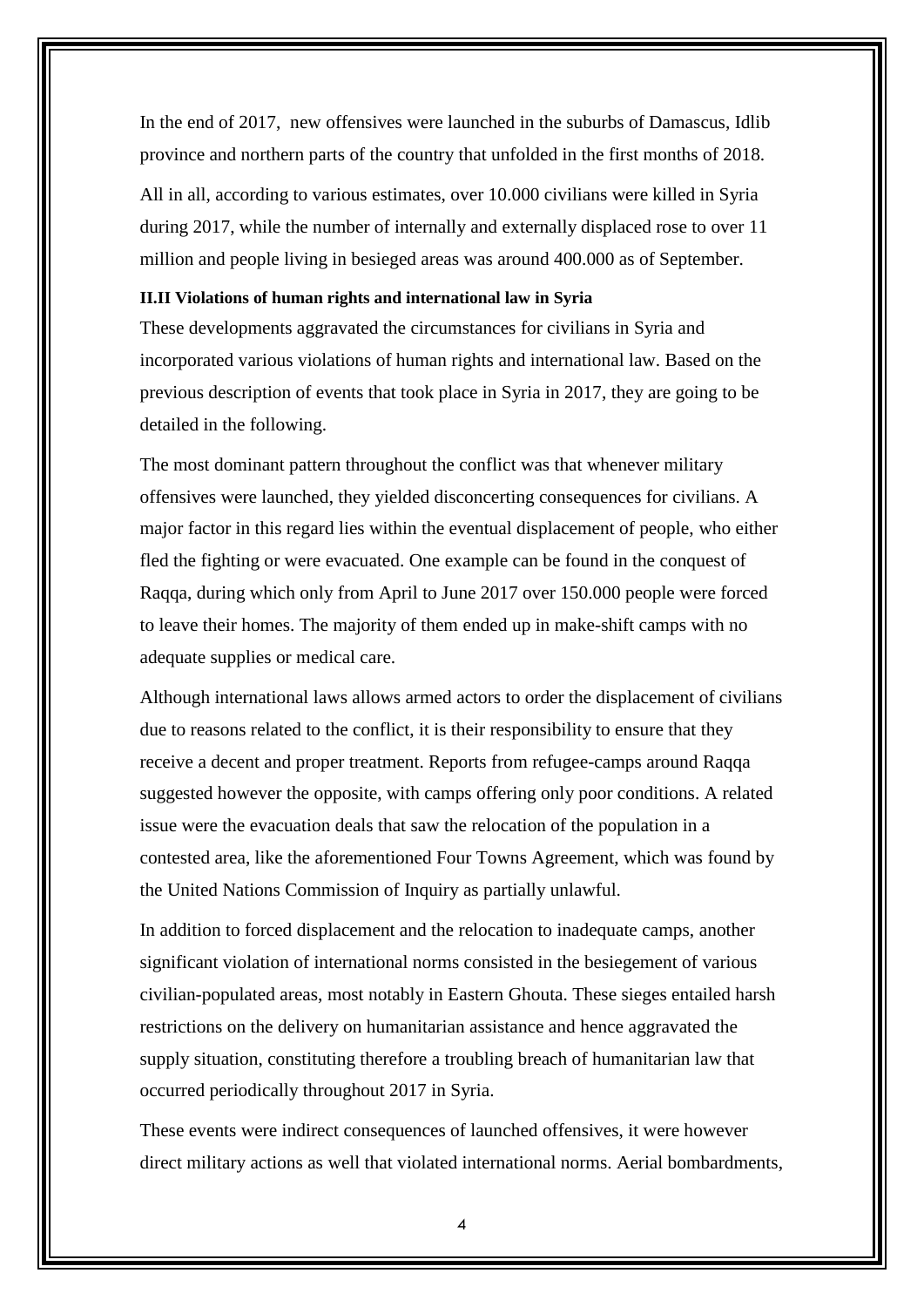In the end of 2017,  new offensives were launched in the suburbs of Damascus, Idlib province and northern parts of the country that unfolded in the first months of 2018.

All in all, according to various estimates, over 10.000 civilians were killed in Syria during 2017, while the number of internally and externally displaced rose to over 11 million and people living in besieged areas was around 400.000 as of September.

**II.II Violations of human rights and international law in Syria**

These developments aggravated the circumstances for civilians in Syria and incorporated various violations of human rights and international law. Based on the previous description of events that took place in Syria in 2017, they are going to be detailed in the following.

The most dominant pattern throughout the conflict was that whenever military offensives were launched, they yielded disconcerting consequences for civilians. A major factor in this regard lies within the eventual displacement of people, who either fled the fighting or were evacuated. One example can be found in the conquest of Raqqa, during which only from April to June 2017 over 150.000 people were forced to leave their homes. The majority of them ended up in make-shift camps with no adequate supplies or medical care.

Although international laws allows armed actors to order the displacement of civilians due to reasons related to the conflict, it is their responsibility to ensure that they receive a decent and proper treatment. Reports from refugee-camps around Raqqa suggested however the opposite, with camps offering only poor conditions. A related issue were the evacuation deals that saw the relocation of the population in a contested area, like the aforementioned Four Towns Agreement, which was found by the United Nations Commission of Inquiry as partially unlawful.

In addition to forced displacement and the relocation to inadequate camps, another significant violation of international norms consisted in the besiegement of various civilian-populated areas, most notably in Eastern Ghouta. These sieges entailed harsh restrictions on the delivery on humanitarian assistance and hence aggravated the supply situation, constituting therefore a troubling breach of humanitarian law that occurred periodically throughout 2017 in Syria.

These events were indirect consequences of launched offensives, it were however direct military actions as well that violated international norms. Aerial bombardments,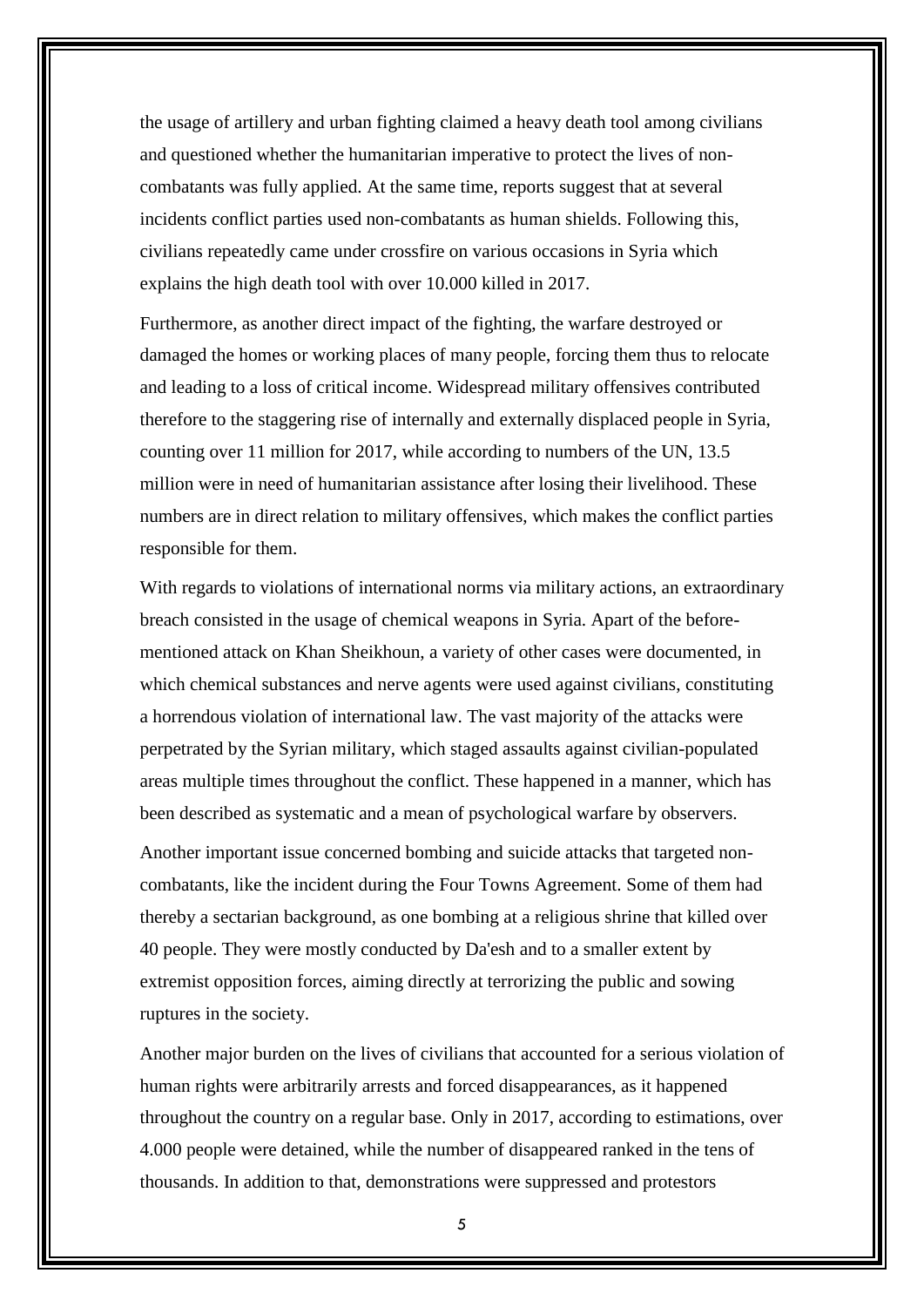the usage of artillery and urban fighting claimed a heavy death tool among civilians and questioned whether the humanitarian imperative to protect the lives of non-combatants was fully applied. At the same time, reports suggest that at several incidents conflict parties used non-combatants as human shields. Following this, civilians repeatedly came under crossfire on various occasions in Syria which explains the high death tool with over 10.000 killed in 2017.

Furthermore, as another direct impact of the fighting, the warfare destroyed or damaged the homes or working places of many people, forcing them thus to relocate and leading to a loss of critical income. Widespread military offensives contributed therefore to the staggering rise of internally and externally displaced people in Syria, counting over 11 million for 2017, while according to numbers of the UN, 13.5 million were in need of humanitarian assistance after losing their livelihood. These numbers are in direct relation to military offensives, which makes the conflict parties responsible for them.

With regards to violations of international norms via military actions, an extraordinary breach consisted in the usage of chemical weapons in Syria. Apart of the before-mentioned attack on Khan Sheikhoun, a variety of other cases were documented, in which chemical substances and nerve agents were used against civilians, constituting a horrendous violation of international law. The vast majority of the attacks were perpetrated by the Syrian military, which staged assaults against civilian-populated areas multiple times throughout the conflict. These happened in a manner, which has been described as systematic and a mean of psychological warfare by observers.

Another important issue concerned bombing and suicide attacks that targeted non-combatants, like the incident during the Four Towns Agreement. Some of them had thereby a sectarian background, as one bombing at a religious shrine that killed over 40 people. They were mostly conducted by Da'esh and to a smaller extent by extremist opposition forces, aiming directly at terrorizing the public and sowing ruptures in the society.

Another major burden on the lives of civilians that accounted for a serious violation of human rights were arbitrarily arrests and forced disappearances, as it happened throughout the country on a regular base. Only in 2017, according to estimations, over 4.000 people were detained, while the number of disappeared ranked in the tens of thousands. In addition to that, demonstrations were suppressed and protestors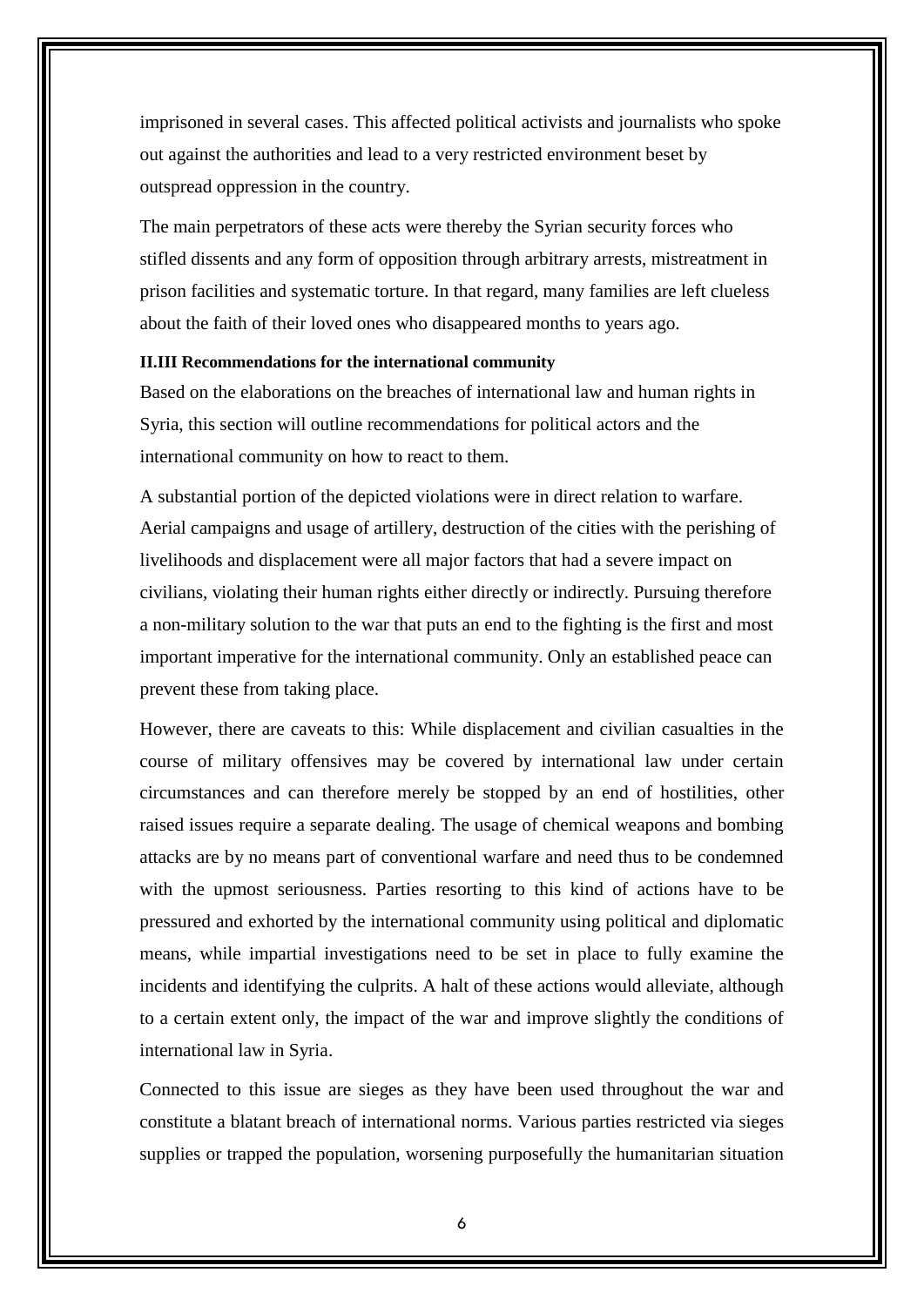imprisoned in several cases. This affected political activists and journalists who spoke out against the authorities and lead to a very restricted environment beset by outspread oppression in the country.

The main perpetrators of these acts were thereby the Syrian security forces who stifled dissents and any form of opposition through arbitrary arrests, mistreatment in prison facilities and systematic torture. In that regard, many families are left clueless about the faith of their loved ones who disappeared months to years ago.

### II.III Recommendations for the international community

Based on the elaborations on the breaches of international law and human rights in Syria, this section will outline recommendations for political actors and the international community on how to react to them.

A substantial portion of the depicted violations were in direct relation to warfare. Aerial campaigns and usage of artillery, destruction of the cities with the perishing of livelihoods and displacement were all major factors that had a severe impact on civilians, violating their human rights either directly or indirectly. Pursuing therefore a non-military solution to the war that puts an end to the fighting is the first and most important imperative for the international community. Only an established peace can prevent these from taking place.

However, there are caveats to this: While displacement and civilian casualties in the course of military offensives may be covered by international law under certain circumstances and can therefore merely be stopped by an end of hostilities, other raised issues require a separate dealing. The usage of chemical weapons and bombing attacks are by no means part of conventional warfare and need thus to be condemned with the upmost seriousness. Parties resorting to this kind of actions have to be pressured and exhorted by the international community using political and diplomatic means, while impartial investigations need to be set in place to fully examine the incidents and identifying the culprits. A halt of these actions would alleviate, although to a certain extent only, the impact of the war and improve slightly the conditions of international law in Syria.

Connected to this issue are sieges as they have been used throughout the war and constitute a blatant breach of international norms. Various parties restricted via sieges supplies or trapped the population, worsening purposefully the humanitarian situation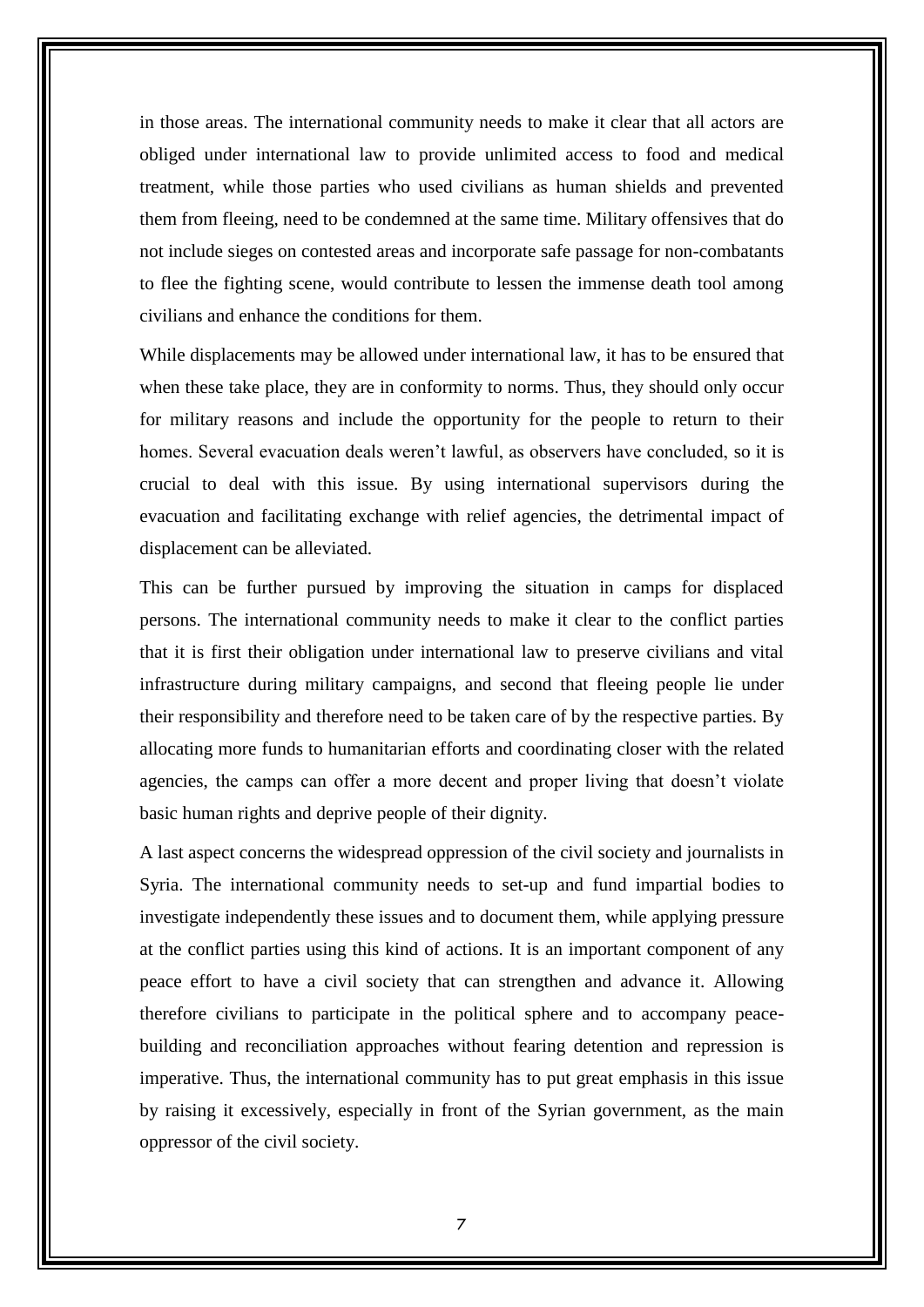in those areas. The international community needs to make it clear that all actors are obliged under international law to provide unlimited access to food and medical treatment, while those parties who used civilians as human shields and prevented them from fleeing, need to be condemned at the same time. Military offensives that do not include sieges on contested areas and incorporate safe passage for non-combatants to flee the fighting scene, would contribute to lessen the immense death tool among civilians and enhance the conditions for them.

While displacements may be allowed under international law, it has to be ensured that when these take place, they are in conformity to norms. Thus, they should only occur for military reasons and include the opportunity for the people to return to their homes. Several evacuation deals weren't lawful, as observers have concluded, so it is crucial to deal with this issue. By using international supervisors during the evacuation and facilitating exchange with relief agencies, the detrimental impact of displacement can be alleviated.

This can be further pursued by improving the situation in camps for displaced persons. The international community needs to make it clear to the conflict parties that it is first their obligation under international law to preserve civilians and vital infrastructure during military campaigns, and second that fleeing people lie under their responsibility and therefore need to be taken care of by the respective parties. By allocating more funds to humanitarian efforts and coordinating closer with the related agencies, the camps can offer a more decent and proper living that doesn't violate basic human rights and deprive people of their dignity.

A last aspect concerns the widespread oppression of the civil society and journalists in Syria. The international community needs to set-up and fund impartial bodies to investigate independently these issues and to document them, while applying pressure at the conflict parties using this kind of actions. It is an important component of any peace effort to have a civil society that can strengthen and advance it. Allowing therefore civilians to participate in the political sphere and to accompany peace-building and reconciliation approaches without fearing detention and repression is imperative. Thus, the international community has to put great emphasis in this issue by raising it excessively, especially in front of the Syrian government, as the main oppressor of the civil society.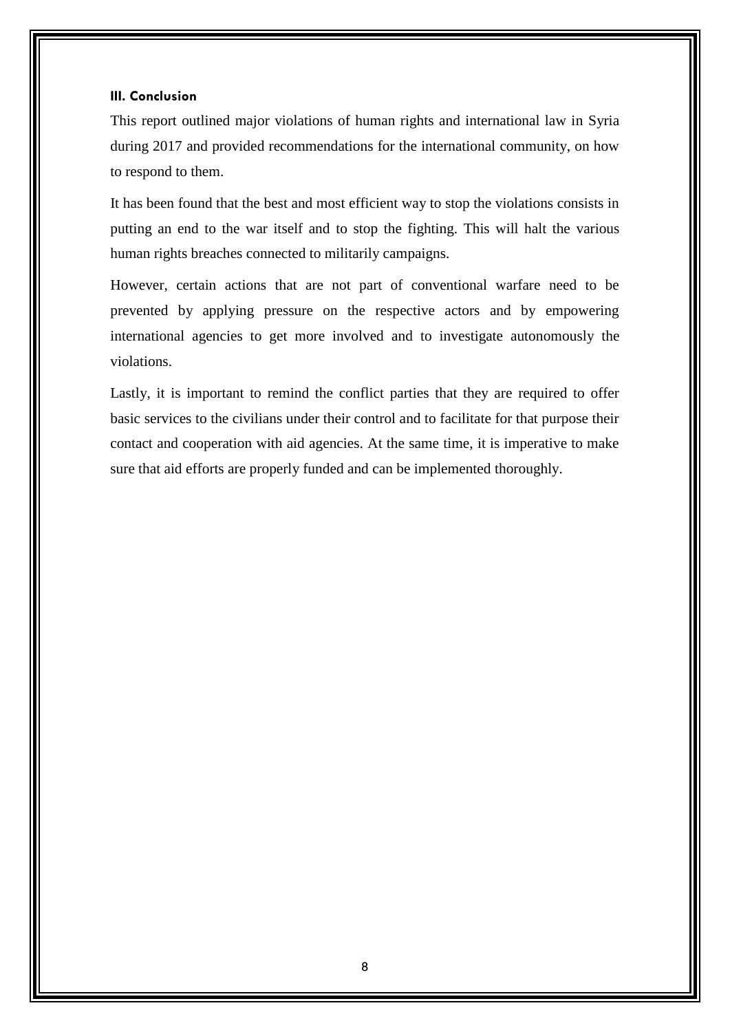### III. Conclusion

This report outlined major violations of human rights and international law in Syria during 2017 and provided recommendations for the international community, on how to respond to them.

It has been found that the best and most efficient way to stop the violations consists in putting an end to the war itself and to stop the fighting. This will halt the various human rights breaches connected to militarily campaigns.

However, certain actions that are not part of conventional warfare need to be prevented by applying pressure on the respective actors and by empowering international agencies to get more involved and to investigate autonomously the violations.

Lastly, it is important to remind the conflict parties that they are required to offer basic services to the civilians under their control and to facilitate for that purpose their contact and cooperation with aid agencies. At the same time, it is imperative to make sure that aid efforts are properly funded and can be implemented thoroughly.